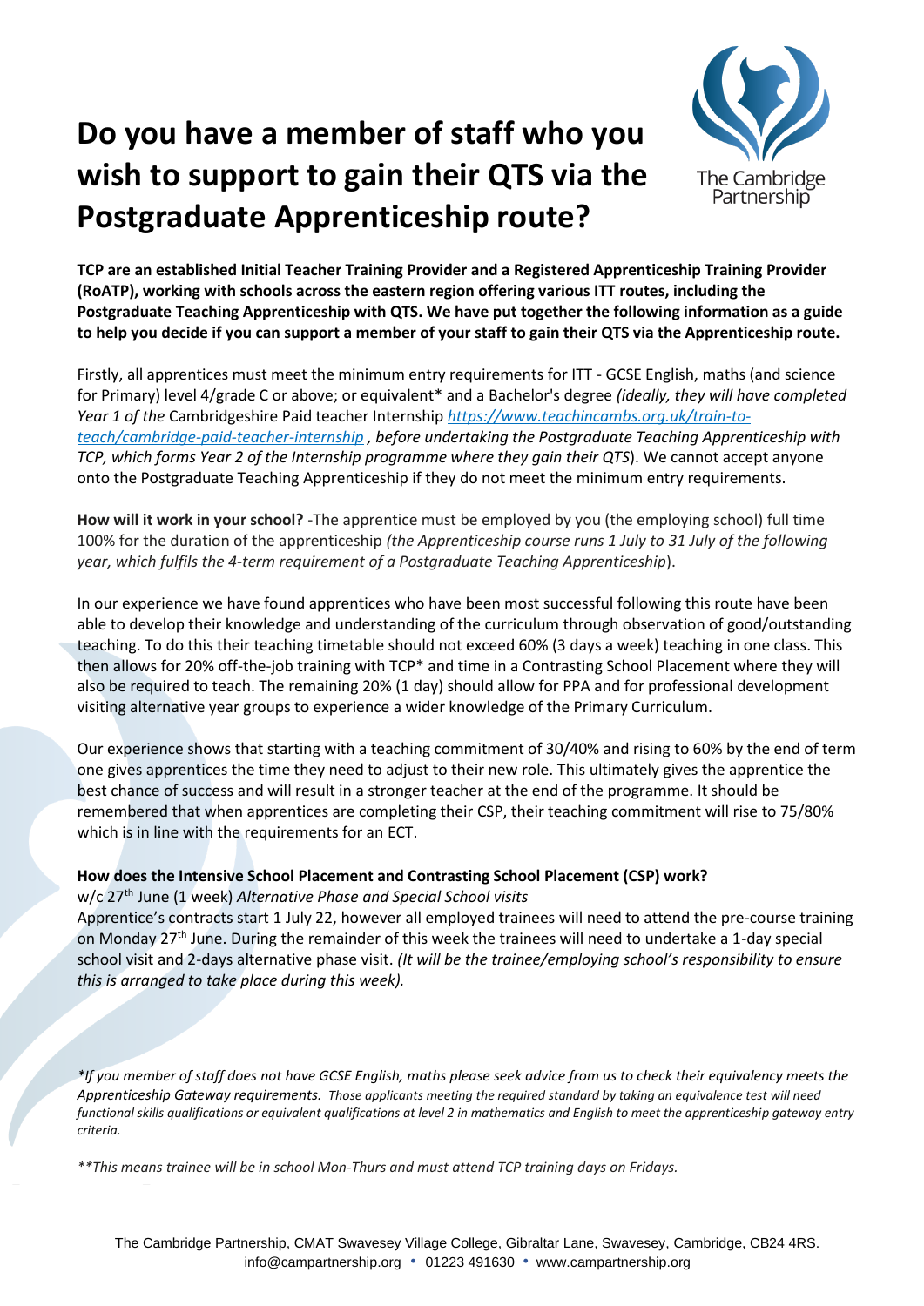# Do you have a member of staff who you wish to support to gain their QTS via the Postgraduate Apprenticeship route?

The Cambridge Partnership

**TCP are an established Initial Teacher Training Provider and a Registered Apprenticeship Training Provider (RoATP), working with schools across the eastern region offering various ITT routes, including the Postgraduate Teaching Apprenticeship with QTS. We have put together the following information as a guide to help you decide if you can support a member of your staff to gain their QTS via the Apprenticeship route.**

Firstly, all apprentices must meet the minimum entry requirements for ITT - GCSE English, maths (and science for Primary) level 4/grade C or above; or equivalent* and a Bachelor's degree *(ideally, they will have completed Year 1 of the* Cambridgeshire Paid teacher Internship *[https://www.teachincambs.org.uk/train-to-teach/cambridge-paid-teacher-internship](https://www.teachincambs.org.uk/train-to-teach/cambridge-paid-teacher-internship) , before undertaking the Postgraduate Teaching Apprenticeship with TCP, which forms Year 2 of the Internship programme where they gain their QTS*). We cannot accept anyone onto the Postgraduate Teaching Apprenticeship if they do not meet the minimum entry requirements.

**How will it work in your school?** -The apprentice must be employed by you (the employing school) full time 100% for the duration of the apprenticeship *(the Apprenticeship course runs 1 July to 31 July of the following year, which fulfils the 4-term requirement of a Postgraduate Teaching Apprenticeship*).

In our experience we have found apprentices who have been most successful following this route have been able to develop their knowledge and understanding of the curriculum through observation of good/outstanding teaching. To do this their teaching timetable should not exceed 60% (3 days a week) teaching in one class. This then allows for 20% off-the-job training with TCP* and time in a Contrasting School Placement where they will also be required to teach. The remaining 20% (1 day) should allow for PPA and for professional development visiting alternative year groups to experience a wider knowledge of the Primary Curriculum.

Our experience shows that starting with a teaching commitment of 30/40% and rising to 60% by the end of term one gives apprentices the time they need to adjust to their new role. This ultimately gives the apprentice the best chance of success and will result in a stronger teacher at the end of the programme. It should be remembered that when apprentices are completing their CSP, their teaching commitment will rise to 75/80% which is in line with the requirements for an ECT.

**How does the Intensive School Placement and Contrasting School Placement (CSP) work?**

w/c 27th June (1 week) *Alternative Phase and Special School visits*

Apprentice's contracts start 1 July 22, however all employed trainees will need to attend the pre-course training on Monday 27th June. During the remainder of this week the trainees will need to undertake a 1-day special school visit and 2-days alternative phase visit. *(It will be the trainee/employing school's responsibility to ensure this is arranged to take place during this week).*

*\*If you member of staff does not have GCSE English, maths please seek advice from us to check their equivalency meets the Apprenticeship Gateway requirements. Those applicants meeting the required standard by taking an equivalence test will need functional skills qualifications or equivalent qualifications at level 2 in mathematics and English to meet the apprenticeship gateway entry criteria.*

*\*\*This means trainee will be in school Mon-Thurs and must attend TCP training days on Fridays.*

The Cambridge Partnership, CMAT Swavesey Village College, Gibraltar Lane, Swavesey, Cambridge, CB24 4RS.
info@campartnership.org • 01223 491630 • www.campartnership.org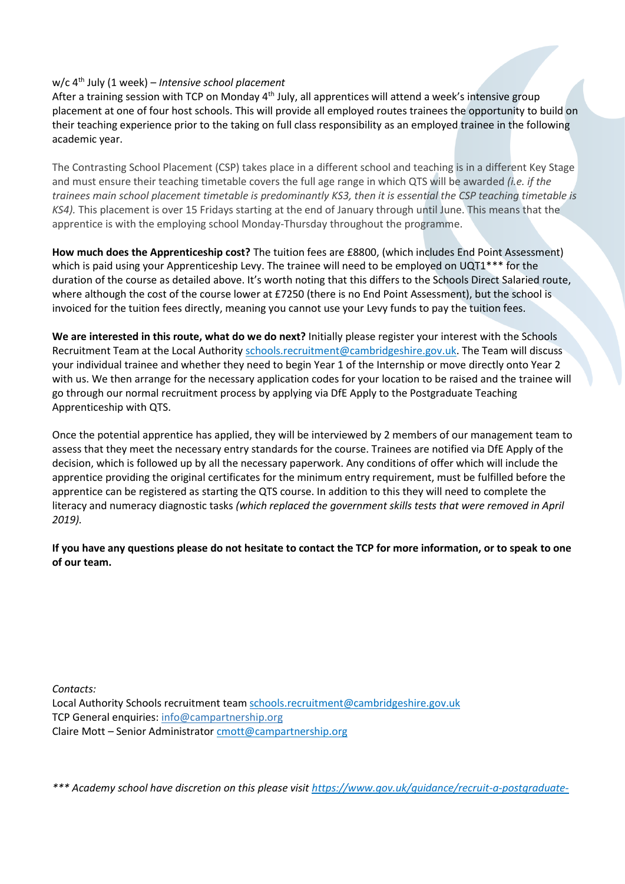w/c 4th July (1 week) – *Intensive school placement*
After a training session with TCP on Monday 4th July, all apprentices will attend a week's intensive group placement at one of four host schools. This will provide all employed routes trainees the opportunity to build on their teaching experience prior to the taking on full class responsibility as an employed trainee in the following academic year.

The Contrasting School Placement (CSP) takes place in a different school and teaching is in a different Key Stage and must ensure their teaching timetable covers the full age range in which QTS will be awarded *(i.e. if the trainees main school placement timetable is predominantly KS3, then it is essential the CSP teaching timetable is KS4).* This placement is over 15 Fridays starting at the end of January through until June. This means that the apprentice is with the employing school Monday-Thursday throughout the programme.

**How much does the Apprenticeship cost?** The tuition fees are £8800, (which includes End Point Assessment) which is paid using your Apprenticeship Levy. The trainee will need to be employed on UQT1*** for the duration of the course as detailed above. It's worth noting that this differs to the Schools Direct Salaried route, where although the cost of the course lower at £7250 (there is no End Point Assessment), but the school is invoiced for the tuition fees directly, meaning you cannot use your Levy funds to pay the tuition fees.

**We are interested in this route, what do we do next?** Initially please register your interest with the Schools Recruitment Team at the Local Authority schools.recruitment@cambridgeshire.gov.uk. The Team will discuss your individual trainee and whether they need to begin Year 1 of the Internship or move directly onto Year 2 with us. We then arrange for the necessary application codes for your location to be raised and the trainee will go through our normal recruitment process by applying via DfE Apply to the Postgraduate Teaching Apprenticeship with QTS.

Once the potential apprentice has applied, they will be interviewed by 2 members of our management team to assess that they meet the necessary entry standards for the course. Trainees are notified via DfE Apply of the decision, which is followed up by all the necessary paperwork. Any conditions of offer which will include the apprentice providing the original certificates for the minimum entry requirement, must be fulfilled before the apprentice can be registered as starting the QTS course. In addition to this they will need to complete the literacy and numeracy diagnostic tasks *(which replaced the government skills tests that were removed in April 2019).*

**If you have any questions please do not hesitate to contact the TCP for more information, or to speak to one of our team.**

*Contacts:*
Local Authority Schools recruitment team schools.recruitment@cambridgeshire.gov.uk
TCP General enquiries: info@campartnership.org
Claire Mott – Senior Administrator cmott@campartnership.org

****** Academy school have discretion on this please visit https://www.gov.uk/guidance/recruit-a-postgraduate-*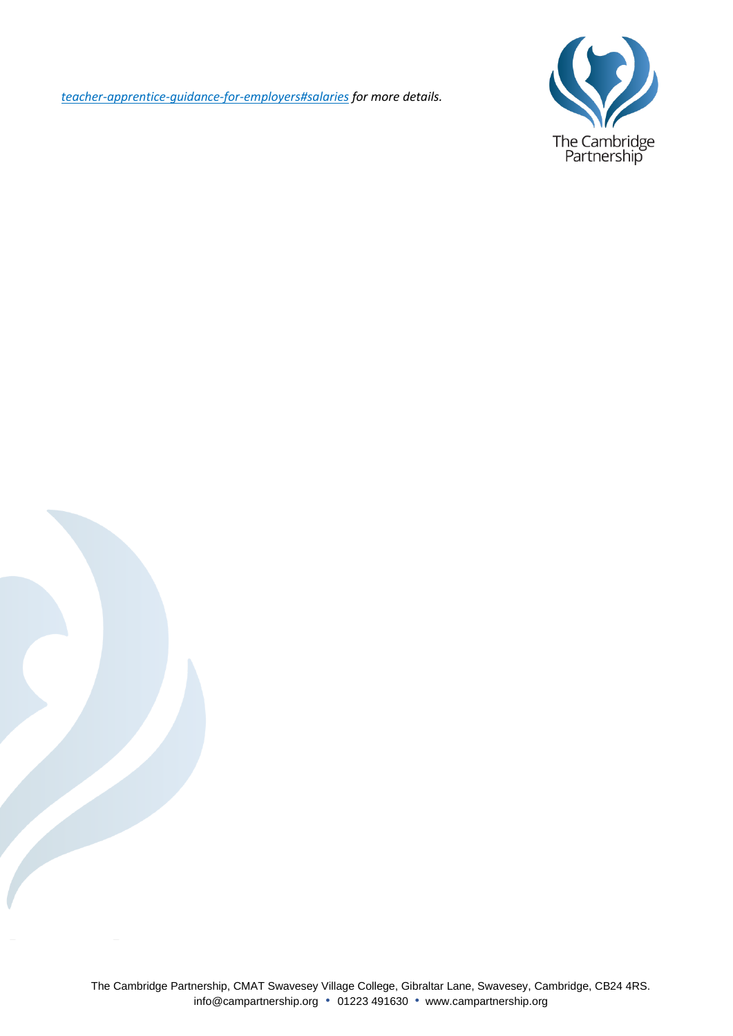*[teacher-apprentice-guidance-for-employers#salaries](teacher-apprentice-guidance-for-employers#salaries) for more details.*